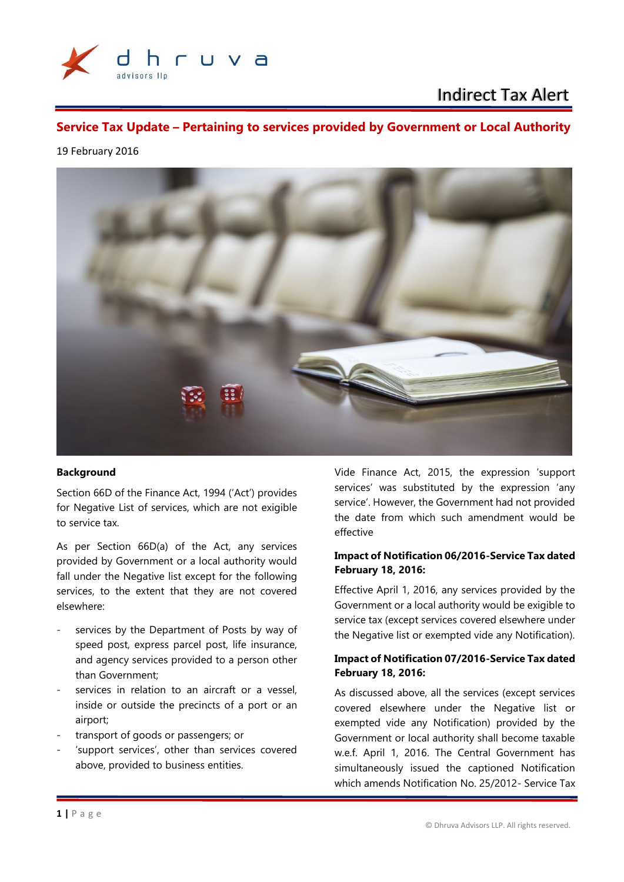# Indirect Tax Alert

## Service Tax Update – Pertaining to services provided by Government or Local Authority

19 February 2016

**Background**

Section 66D of the Finance Act, 1994 ('Act') provides for Negative List of services, which are not exigible to service tax.

As per Section 66D(a) of the Act, any services provided by Government or a local authority would fall under the Negative list except for the following services, to the extent that they are not covered elsewhere:

- services by the Department of Posts by way of speed post, express parcel post, life insurance, and agency services provided to a person other than Government;
- services in relation to an aircraft or a vessel, inside or outside the precincts of a port or an airport;
- transport of goods or passengers; or
- 'support services', other than services covered above, provided to business entities.

Vide Finance Act, 2015, the expression 'support services' was substituted by the expression 'any service'. However, the Government had not provided the date from which such amendment would be effective

**Impact of Notification 06/2016-Service Tax dated February 18, 2016:**

Effective April 1, 2016, any services provided by the Government or a local authority would be exigible to service tax (except services covered elsewhere under the Negative list or exempted vide any Notification).

**Impact of Notification 07/2016-Service Tax dated February 18, 2016:**

As discussed above, all the services (except services covered elsewhere under the Negative list or exempted vide any Notification) provided by the Government or local authority shall become taxable w.e.f. April 1, 2016. The Central Government has simultaneously issued the captioned Notification which amends Notification No. 25/2012- Service Tax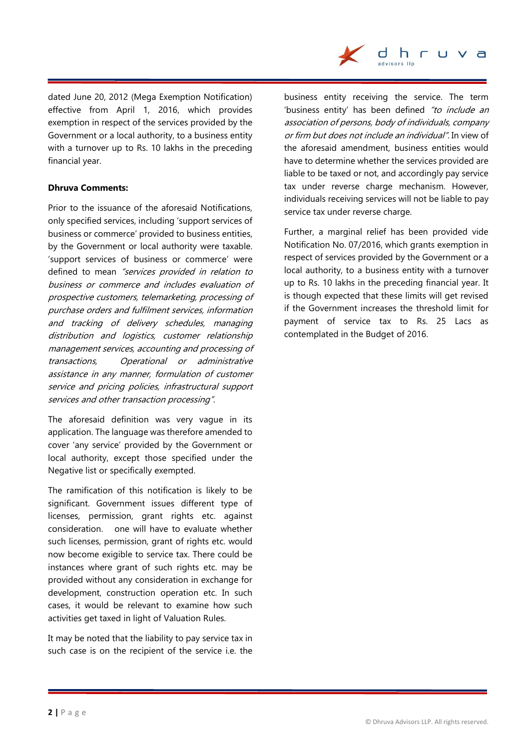dated June 20, 2012 (Mega Exemption Notification) effective from April 1, 2016, which provides exemption in respect of the services provided by the Government or a local authority, to a business entity with a turnover up to Rs. 10 lakhs in the preceding financial year.

**Dhruva Comments:**

Prior to the issuance of the aforesaid Notifications, only specified services, including 'support services of business or commerce' provided to business entities, by the Government or local authority were taxable. 'support services of business or commerce' were defined to mean *"services provided in relation to business or commerce and includes evaluation of prospective customers, telemarketing, processing of purchase orders and fulfilment services, information and tracking of delivery schedules, managing distribution and logistics, customer relationship management services, accounting and processing of transactions, Operational or administrative assistance in any manner, formulation of customer service and pricing policies, infrastructural support services and other transaction processing".*

The aforesaid definition was very vague in its application. The language was therefore amended to cover 'any service' provided by the Government or local authority, except those specified under the Negative list or specifically exempted.

The ramification of this notification is likely to be significant. Government issues different type of licenses, permission, grant rights etc. against consideration. one will have to evaluate whether such licenses, permission, grant of rights etc. would now become exigible to service tax. There could be instances where grant of such rights etc. may be provided without any consideration in exchange for development, construction operation etc. In such cases, it would be relevant to examine how such activities get taxed in light of Valuation Rules.

It may be noted that the liability to pay service tax in such case is on the recipient of the service i.e. the business entity receiving the service. The term 'business entity' has been defined *"to include an association of persons, body of individuals, company or firm but does not include an individual".* In view of the aforesaid amendment, business entities would have to determine whether the services provided are liable to be taxed or not, and accordingly pay service tax under reverse charge mechanism. However, individuals receiving services will not be liable to pay service tax under reverse charge.

Further, a marginal relief has been provided vide Notification No. 07/2016, which grants exemption in respect of services provided by the Government or a local authority, to a business entity with a turnover up to Rs. 10 lakhs in the preceding financial year. It is though expected that these limits will get revised if the Government increases the threshold limit for payment of service tax to Rs. 25 Lacs as contemplated in the Budget of 2016.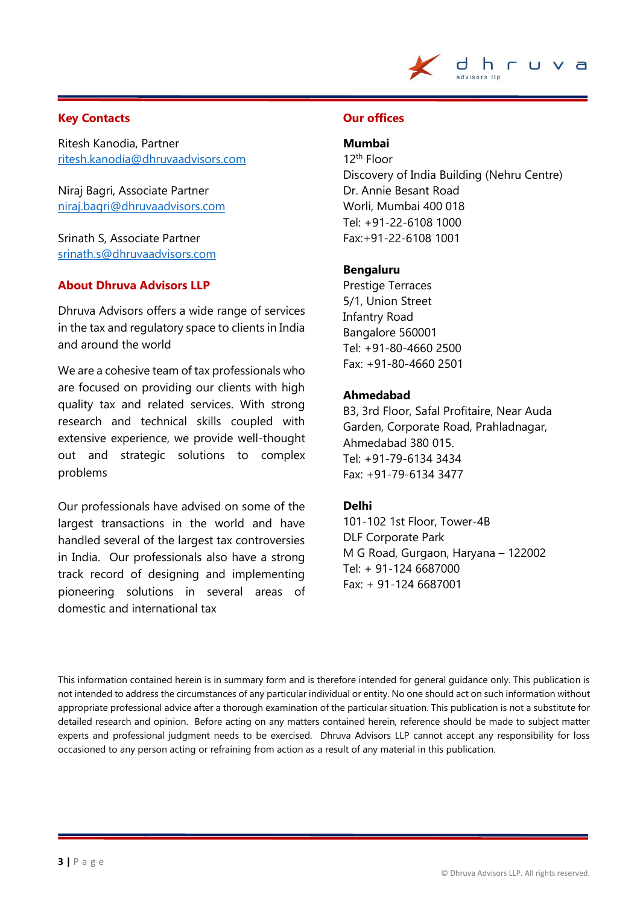## Key Contacts

Ritesh Kanodia, Partner
ritesh.kanodia@dhruvaadvisors.com

Niraj Bagri, Associate Partner
niraj.bagri@dhruvaadvisors.com

Srinath S, Associate Partner
srinath.s@dhruvaadvisors.com

## About Dhruva Advisors LLP

Dhruva Advisors offers a wide range of services in the tax and regulatory space to clients in India and around the world

We are a cohesive team of tax professionals who are focused on providing our clients with high quality tax and related services. With strong research and technical skills coupled with extensive experience, we provide well-thought out and strategic solutions to complex problems

Our professionals have advised on some of the largest transactions in the world and have handled several of the largest tax controversies in India. Our professionals also have a strong track record of designing and implementing pioneering solutions in several areas of domestic and international tax

## Our offices

**Mumbai**
12th Floor
Discovery of India Building (Nehru Centre)
Dr. Annie Besant Road
Worli, Mumbai 400 018
Tel: +91-22-6108 1000
Fax:+91-22-6108 1001

**Bengaluru**
Prestige Terraces
5/1, Union Street
Infantry Road
Bangalore 560001
Tel: +91-80-4660 2500
Fax: +91-80-4660 2501

**Ahmedabad**
B3, 3rd Floor, Safal Profitaire, Near Auda Garden, Corporate Road, Prahladnagar, Ahmedabad 380 015.
Tel: +91-79-6134 3434
Fax: +91-79-6134 3477

**Delhi**
101-102 1st Floor, Tower-4B
DLF Corporate Park
M G Road, Gurgaon, Haryana – 122002
Tel: + 91-124 6687000
Fax: + 91-124 6687001

This information contained herein is in summary form and is therefore intended for general guidance only. This publication is not intended to address the circumstances of any particular individual or entity. No one should act on such information without appropriate professional advice after a thorough examination of the particular situation. This publication is not a substitute for detailed research and opinion. Before acting on any matters contained herein, reference should be made to subject matter experts and professional judgment needs to be exercised. Dhruva Advisors LLP cannot accept any responsibility for loss occasioned to any person acting or refraining from action as a result of any material in this publication.

© Dhruva Advisors LLP. All rights reserved.